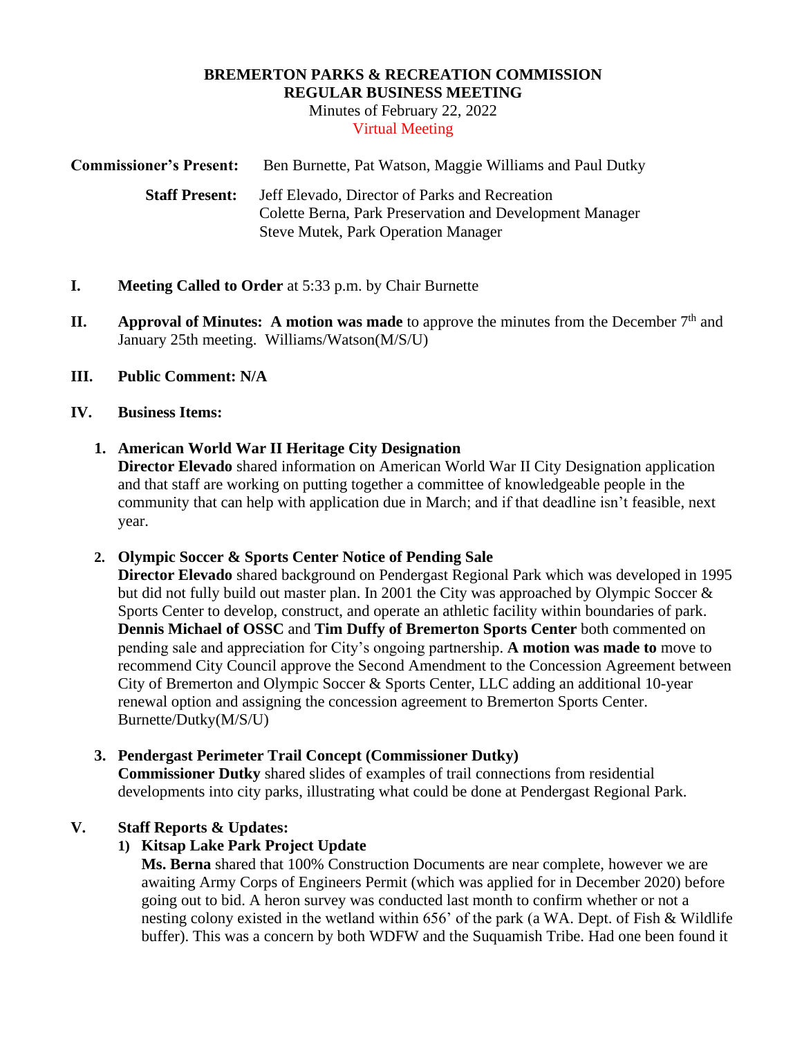**BREMERTON PARKS & RECREATION COMMISSION**
**REGULAR BUSINESS MEETING**
Minutes of February 22, 2022
Virtual Meeting

**Commissioner's Present:** Ben Burnette, Pat Watson, Maggie Williams and Paul Dutky

**Staff Present:** Jeff Elevado, Director of Parks and Recreation
Colette Berna, Park Preservation and Development Manager
Steve Mutek, Park Operation Manager

**I. Meeting Called to Order** at 5:33 p.m. by Chair Burnette

**II. Approval of Minutes: A motion was made** to approve the minutes from the December 7th and January 25th meeting. Williams/Watson(M/S/U)

**III. Public Comment: N/A**

**IV. Business Items:**

**1. American World War II Heritage City Designation**
**Director Elevado** shared information on American World War II City Designation application and that staff are working on putting together a committee of knowledgeable people in the community that can help with application due in March; and if that deadline isn't feasible, next year.

**2. Olympic Soccer & Sports Center Notice of Pending Sale**
**Director Elevado** shared background on Pendergast Regional Park which was developed in 1995 but did not fully build out master plan. In 2001 the City was approached by Olympic Soccer & Sports Center to develop, construct, and operate an athletic facility within boundaries of park. **Dennis Michael of OSSC** and **Tim Duffy of Bremerton Sports Center** both commented on pending sale and appreciation for City's ongoing partnership. **A motion was made to** move to recommend City Council approve the Second Amendment to the Concession Agreement between City of Bremerton and Olympic Soccer & Sports Center, LLC adding an additional 10-year renewal option and assigning the concession agreement to Bremerton Sports Center. Burnette/Dutky(M/S/U)

**3. Pendergast Perimeter Trail Concept (Commissioner Dutky)**
**Commissioner Dutky** shared slides of examples of trail connections from residential developments into city parks, illustrating what could be done at Pendergast Regional Park.

**V. Staff Reports & Updates:**

**1) Kitsap Lake Park Project Update**
**Ms. Berna** shared that 100% Construction Documents are near complete, however we are awaiting Army Corps of Engineers Permit (which was applied for in December 2020) before going out to bid. A heron survey was conducted last month to confirm whether or not a nesting colony existed in the wetland within 656' of the park (a WA. Dept. of Fish & Wildlife buffer). This was a concern by both WDFW and the Suquamish Tribe. Had one been found it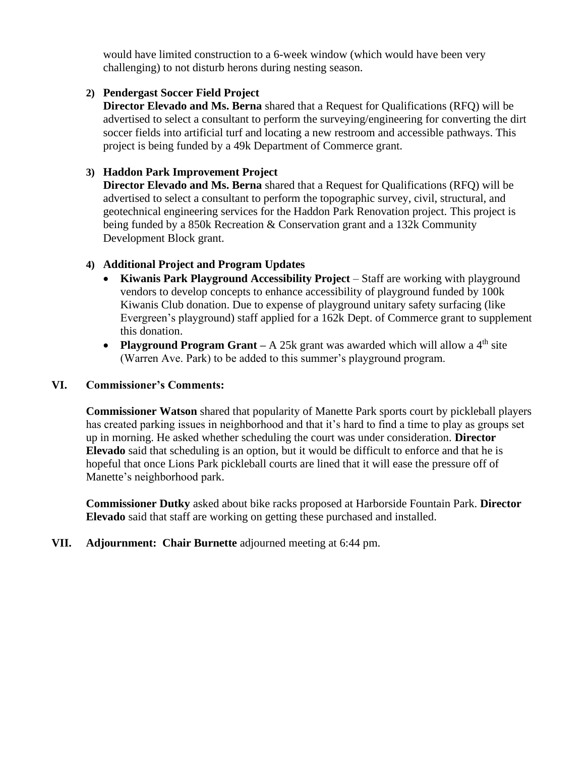would have limited construction to a 6-week window (which would have been very challenging) to not disturb herons during nesting season.

2) **Pendergast Soccer Field Project**
   **Director Elevado and Ms. Berna** shared that a Request for Qualifications (RFQ) will be advertised to select a consultant to perform the surveying/engineering for converting the dirt soccer fields into artificial turf and locating a new restroom and accessible pathways. This project is being funded by a 49k Department of Commerce grant.

3) **Haddon Park Improvement Project**
   **Director Elevado and Ms. Berna** shared that a Request for Qualifications (RFQ) will be advertised to select a consultant to perform the topographic survey, civil, structural, and geotechnical engineering services for the Haddon Park Renovation project. This project is being funded by a 850k Recreation & Conservation grant and a 132k Community Development Block grant.

4) **Additional Project and Program Updates**
   - **Kiwanis Park Playground Accessibility Project** – Staff are working with playground vendors to develop concepts to enhance accessibility of playground funded by 100k Kiwanis Club donation. Due to expense of playground unitary safety surfacing (like Evergreen's playground) staff applied for a 162k Dept. of Commerce grant to supplement this donation.
   - **Playground Program Grant –** A 25k grant was awarded which will allow a 4th site (Warren Ave. Park) to be added to this summer's playground program.

## VI. Commissioner's Comments:

**Commissioner Watson** shared that popularity of Manette Park sports court by pickleball players has created parking issues in neighborhood and that it's hard to find a time to play as groups set up in morning. He asked whether scheduling the court was under consideration. **Director Elevado** said that scheduling is an option, but it would be difficult to enforce and that he is hopeful that once Lions Park pickleball courts are lined that it will ease the pressure off of Manette's neighborhood park.

**Commissioner Dutky** asked about bike racks proposed at Harborside Fountain Park. **Director Elevado** said that staff are working on getting these purchased and installed.

## VII. Adjournment: **Chair Burnette** adjourned meeting at 6:44 pm.